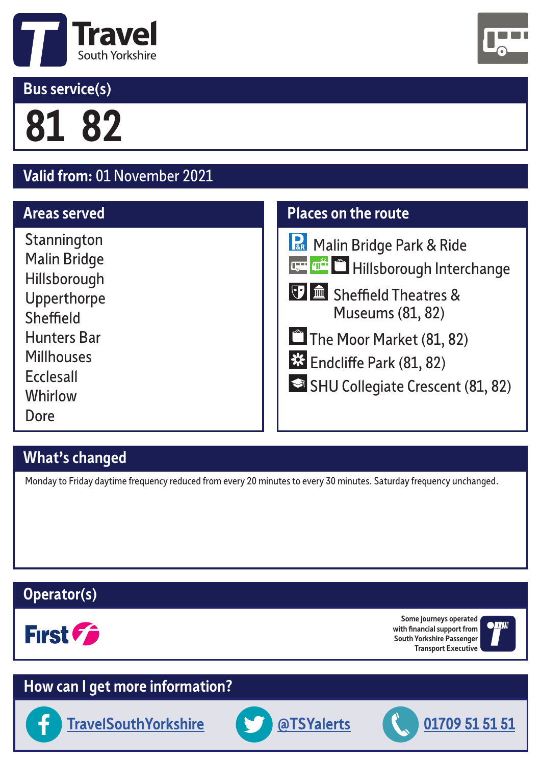# Travel South Yorkshire

## Bus service(s)

# 81 82

## Valid from: 01 November 2021

## Areas served

- Stannington
- Malin Bridge
- Hillsborough
- Upperthorpe
- Sheffield
- Hunters Bar
- Millhouses
- Ecclesall
- Whirlow
- Dore

## Places on the route

- Malin Bridge Park & Ride
- Hillsborough Interchange
- Sheffield Theatres & Museums (81, 82)
- The Moor Market (81, 82)
- Endcliffe Park (81, 82)
- SHU Collegiate Crescent (81, 82)

## What's changed

Monday to Friday daytime frequency reduced from every 20 minutes to every 30 minutes. Saturday frequency unchanged.

## Operator(s)

First

Some journeys operated with financial support from South Yorkshire Passenger Transport Executive

## How can I get more information?

TravelSouthYorkshire

@TSYalerts

01709 51 51 51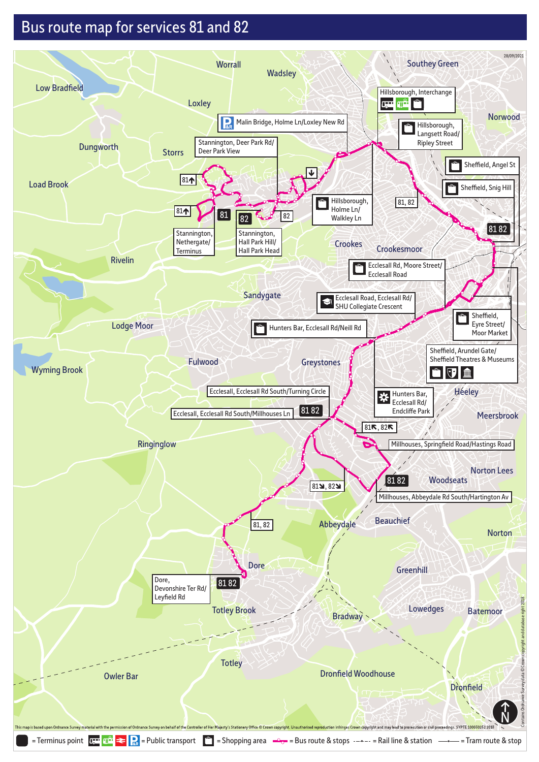# Bus route map for services 81 and 82

28/09/2021

Southey Green
Worrall
Wadsley
Low Bradfield
Loxley
Hillsborough, Interchange
Norwood
Hillsborough, Langsett Road/ Ripley Street
Malin Bridge, Holme Ln/Loxley New Rd
Dungworth
Stannington, Deer Park Rd/ Deer Park View
Storrs
Sheffield, Angel St
Load Brook
Sheffield, Snig Hill
81
81
81
82
82
Hillsborough, Holme Ln/ Walkley Ln
81, 82
81 82
Stannington, Nethergate/ Terminus
Stannington, Hall Park Hill/ Hall Park Head
Crookes
Crookesmoor
Rivelin
Ecclesall Rd, Moore Street/ Ecclesall Road
Sandygate
Ecclesall Road, Ecclesall Rd/ SHU Collegiate Crescent
Lodge Moor
Hunters Bar, Ecclesall Rd/Neill Rd
Sheffield, Eyre Street/ Moor Market
Sheffield, Arundel Gate/ Sheffield Theatres & Museums
Wyming Brook
Fulwood
Greystones
Heeley
Ecclesall, Ecclesall Rd South/Turning Circle
Hunters Bar, Ecclesall Rd/ Endcliffe Park
Ecclesall, Ecclesall Rd South/Millhouses Ln
81 82
Meersbrook
81, 82
Ringinglow
Millhouses, Springfield Road/Hastings Road
Norton Lees
81, 82
81 82
Woodseats
Millhouses, Abbeydale Rd South/Hartington Av
81, 82
Abbeydale
Beauchief
Norton
Dore
Greenhill
Dore, Devonshire Ter Rd/ Leyfield Rd
81 82
Totley Brook
Lowedges
Batemoor
Bradway
Totley
Owler Bar
Dronfield Woodhouse
Dronfield

This map is based upon Ordnance Survey material with the permission of Ordnance Survey on behalf of the Controller of Her Majesty's Stationery Office © Crown copyright. Unauthorised reproduction infringes Crown copyright and may lead to prosecution or civil proceedings. SYPTE 100030252 2018

Contains Ordnance Survey data © Crown copyright and database right 2018

= Terminus point = Public transport = Shopping area = Bus route & stops = Rail line & station = Tram route & stop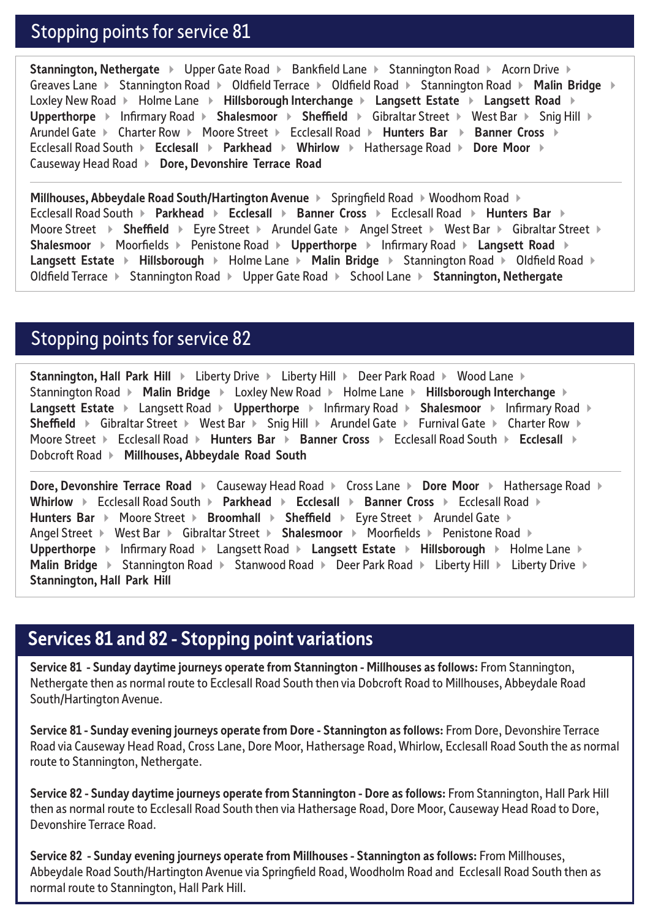## Stopping points for service 81

**Stannington, Nethergate** ▸ Upper Gate Road ▸ Bankfield Lane ▸ Stannington Road ▸ Acorn Drive ▸ Greaves Lane ▸ Stannington Road ▸ Oldfield Terrace ▸ Oldfield Road ▸ Stannington Road ▸ **Malin Bridge** ▸ Loxley New Road ▸ Holme Lane ▸ **Hillsborough Interchange** ▸ **Langsett Estate** ▸ **Langsett Road** ▸ **Upperthorpe** ▸ Infirmary Road ▸ **Shalesmoor** ▸ **Sheffield** ▸ Gibraltar Street ▸ West Bar ▸ Snig Hill ▸ Arundel Gate ▸ Charter Row ▸ Moore Street ▸ Ecclesall Road ▸ **Hunters Bar** ▸ **Banner Cross** ▸ Ecclesall Road South ▸ **Ecclesall** ▸ **Parkhead** ▸ **Whirlow** ▸ Hathersage Road ▸ **Dore Moor** ▸ Causeway Head Road ▸ **Dore, Devonshire Terrace Road**

---

**Millhouses, Abbeydale Road South/Hartington Avenue** ▸ Springfield Road ▸ Woodhom Road ▸ Ecclesall Road South ▸ **Parkhead** ▸ **Ecclesall** ▸ **Banner Cross** ▸ Ecclesall Road ▸ **Hunters Bar** ▸ Moore Street ▸ **Sheffield** ▸ Eyre Street ▸ Arundel Gate ▸ Angel Street ▸ West Bar ▸ Gibraltar Street ▸ **Shalesmoor** ▸ Moorfields ▸ Penistone Road ▸ **Upperthorpe** ▸ Infirmary Road ▸ **Langsett Road** ▸ **Langsett Estate** ▸ **Hillsborough** ▸ Holme Lane ▸ **Malin Bridge** ▸ Stannington Road ▸ Oldfield Road ▸ Oldfield Terrace ▸ Stannington Road ▸ Upper Gate Road ▸ School Lane ▸ **Stannington, Nethergate**

## Stopping points for service 82

**Stannington, Hall Park Hill** ▸ Liberty Drive ▸ Liberty Hill ▸ Deer Park Road ▸ Wood Lane ▸ Stannington Road ▸ **Malin Bridge** ▸ Loxley New Road ▸ Holme Lane ▸ **Hillsborough Interchange** ▸ **Langsett Estate** ▸ Langsett Road ▸ **Upperthorpe** ▸ Infirmary Road ▸ **Shalesmoor** ▸ Infirmary Road ▸ **Sheffield** ▸ Gibraltar Street ▸ West Bar ▸ Snig Hill ▸ Arundel Gate ▸ Furnival Gate ▸ Charter Row ▸ Moore Street ▸ Ecclesall Road ▸ **Hunters Bar** ▸ **Banner Cross** ▸ Ecclesall Road South ▸ **Ecclesall** ▸ Dobcroft Road ▸ **Millhouses, Abbeydale Road South**

---

**Dore, Devonshire Terrace Road** ▸ Causeway Head Road ▸ Cross Lane ▸ **Dore Moor** ▸ Hathersage Road ▸ **Whirlow** ▸ Ecclesall Road South ▸ **Parkhead** ▸ **Ecclesall** ▸ **Banner Cross** ▸ Ecclesall Road ▸ **Hunters Bar** ▸ Moore Street ▸ **Broomhall** ▸ **Sheffield** ▸ Eyre Street ▸ Arundel Gate ▸ Angel Street ▸ West Bar ▸ Gibraltar Street ▸ **Shalesmoor** ▸ Moorfields ▸ Penistone Road ▸ **Upperthorpe** ▸ Infirmary Road ▸ Langsett Road ▸ **Langsett Estate** ▸ **Hillsborough** ▸ Holme Lane ▸ **Malin Bridge** ▸ Stannington Road ▸ Stanwood Road ▸ Deer Park Road ▸ Liberty Hill ▸ Liberty Drive ▸ **Stannington, Hall Park Hill**

## Services 81 and 82 - Stopping point variations

**Service 81 - Sunday daytime journeys operate from Stannington - Millhouses as follows:** From Stannington, Nethergate then as normal route to Ecclesall Road South then via Dobcroft Road to Millhouses, Abbeydale Road South/Hartington Avenue.

**Service 81 - Sunday evening journeys operate from Dore - Stannington as follows:** From Dore, Devonshire Terrace Road via Causeway Head Road, Cross Lane, Dore Moor, Hathersage Road, Whirlow, Ecclesall Road South the as normal route to Stannington, Nethergate.

**Service 82 - Sunday daytime journeys operate from Stannington - Dore as follows:** From Stannington, Hall Park Hill then as normal route to Ecclesall Road South then via Hathersage Road, Dore Moor, Causeway Head Road to Dore, Devonshire Terrace Road.

**Service 82 - Sunday evening journeys operate from Millhouses - Stannington as follows:** From Millhouses, Abbeydale Road South/Hartington Avenue via Springfield Road, Woodholm Road and Ecclesall Road South then as normal route to Stannington, Hall Park Hill.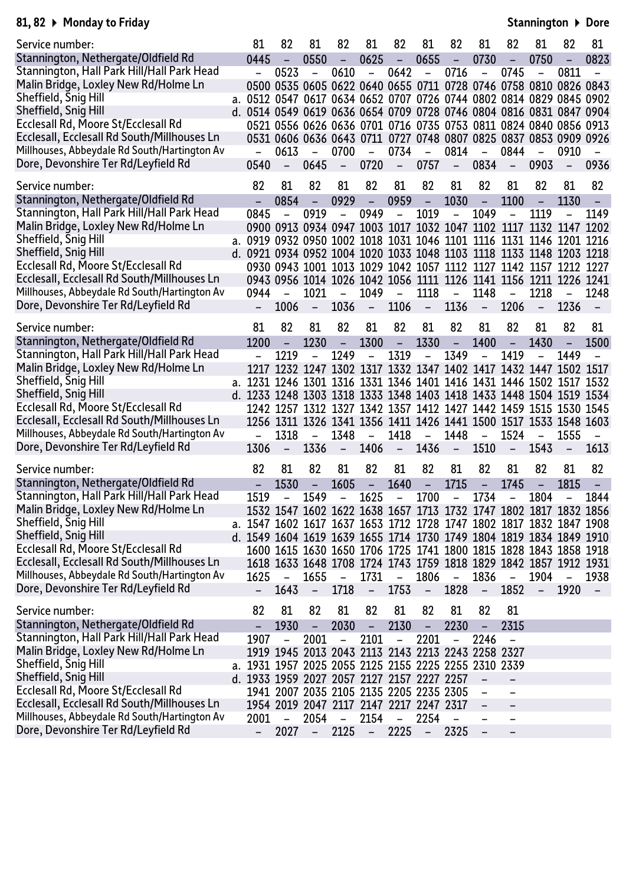**81, 82 ▸ Monday to Friday** **Stannington ▸ Dore**

| Service number: | | 81 | 82 | 81 | 82 | 81 | 82 | 81 | 82 | 81 | 82 | 81 | 82 | 81 |
|---|---|---|---|---|---|---|---|---|---|---|---|---|---|---|
| Stannington, Nethergate/Oldfield Rd | | 0445 | – | 0550 | – | 0625 | – | 0655 | – | 0730 | – | 0750 | – | 0823 |
| Stannington, Hall Park Hill/Hall Park Head | | – | 0523 | – | 0610 | – | 0642 | – | 0716 | – | 0745 | – | 0811 | – |
| Malin Bridge, Loxley New Rd/Holme Ln | | 0500 | 0535 | 0605 | 0622 | 0640 | 0655 | 0711 | 0728 | 0746 | 0758 | 0810 | 0826 | 0843 |
| Sheffield, Snig Hill | a. | 0512 | 0547 | 0617 | 0634 | 0652 | 0707 | 0726 | 0744 | 0802 | 0814 | 0829 | 0845 | 0902 |
| Sheffield, Snig Hill | d. | 0514 | 0549 | 0619 | 0636 | 0654 | 0709 | 0728 | 0746 | 0804 | 0816 | 0831 | 0847 | 0904 |
| Ecclesall Rd, Moore St/Ecclesall Rd | | 0521 | 0556 | 0626 | 0636 | 0701 | 0716 | 0735 | 0753 | 0811 | 0824 | 0840 | 0856 | 0913 |
| Ecclesall, Ecclesall Rd South/Millhouses Ln | | 0531 | 0606 | 0636 | 0643 | 0711 | 0727 | 0748 | 0807 | 0825 | 0837 | 0853 | 0909 | 0926 |
| Millhouses, Abbeydale Rd South/Hartington Av | | – | 0613 | – | 0700 | – | 0734 | – | 0814 | – | 0844 | – | 0910 | – |
| Dore, Devonshire Ter Rd/Leyfield Rd | | 0540 | – | 0645 | – | 0720 | – | 0757 | – | 0834 | – | 0903 | – | 0936 |

| Service number: | | 82 | 81 | 82 | 81 | 82 | 81 | 82 | 81 | 82 | 81 | 82 | 81 | 82 |
|---|---|---|---|---|---|---|---|---|---|---|---|---|---|---|
| Stannington, Nethergate/Oldfield Rd | | – | 0854 | – | 0929 | – | 0959 | – | 1030 | – | 1100 | – | 1130 | – |
| Stannington, Hall Park Hill/Hall Park Head | | 0845 | – | 0919 | – | 0949 | – | 1019 | – | 1049 | – | 1119 | – | 1149 |
| Malin Bridge, Loxley New Rd/Holme Ln | | 0900 | 0913 | 0934 | 0947 | 1003 | 1017 | 1032 | 1047 | 1102 | 1117 | 1132 | 1147 | 1202 |
| Sheffield, Snig Hill | a. | 0919 | 0932 | 0950 | 1002 | 1018 | 1031 | 1046 | 1101 | 1116 | 1131 | 1146 | 1201 | 1216 |
| Sheffield, Snig Hill | d. | 0921 | 0934 | 0952 | 1004 | 1020 | 1033 | 1048 | 1103 | 1118 | 1133 | 1148 | 1203 | 1218 |
| Ecclesall Rd, Moore St/Ecclesall Rd | | 0930 | 0943 | 1001 | 1013 | 1029 | 1042 | 1057 | 1112 | 1127 | 1142 | 1157 | 1212 | 1227 |
| Ecclesall, Ecclesall Rd South/Millhouses Ln | | 0943 | 0956 | 1014 | 1026 | 1042 | 1056 | 1111 | 1126 | 1141 | 1156 | 1211 | 1226 | 1241 |
| Millhouses, Abbeydale Rd South/Hartington Av | | 0944 | – | 1021 | – | 1049 | – | 1118 | – | 1148 | – | 1218 | – | 1248 |
| Dore, Devonshire Ter Rd/Leyfield Rd | | – | 1006 | – | 1036 | – | 1106 | – | 1136 | – | 1206 | – | 1236 | – |

| Service number: | | 81 | 82 | 81 | 82 | 81 | 82 | 81 | 82 | 81 | 82 | 81 | 82 | 81 |
|---|---|---|---|---|---|---|---|---|---|---|---|---|---|---|
| Stannington, Nethergate/Oldfield Rd | | 1200 | – | 1230 | – | 1300 | – | 1330 | – | 1400 | – | 1430 | – | 1500 |
| Stannington, Hall Park Hill/Hall Park Head | | – | 1219 | – | 1249 | – | 1319 | – | 1349 | – | 1419 | – | 1449 | – |
| Malin Bridge, Loxley New Rd/Holme Ln | | 1217 | 1232 | 1247 | 1302 | 1317 | 1332 | 1347 | 1402 | 1417 | 1432 | 1447 | 1502 | 1517 |
| Sheffield, Snig Hill | a. | 1231 | 1246 | 1301 | 1316 | 1331 | 1346 | 1401 | 1416 | 1431 | 1446 | 1502 | 1517 | 1532 |
| Sheffield, Snig Hill | d. | 1233 | 1248 | 1303 | 1318 | 1333 | 1348 | 1403 | 1418 | 1433 | 1448 | 1504 | 1519 | 1534 |
| Ecclesall Rd, Moore St/Ecclesall Rd | | 1242 | 1257 | 1312 | 1327 | 1342 | 1357 | 1412 | 1427 | 1442 | 1459 | 1515 | 1530 | 1545 |
| Ecclesall, Ecclesall Rd South/Millhouses Ln | | 1256 | 1311 | 1326 | 1341 | 1356 | 1411 | 1426 | 1441 | 1500 | 1517 | 1533 | 1548 | 1603 |
| Millhouses, Abbeydale Rd South/Hartington Av | | – | 1318 | – | 1348 | – | 1418 | – | 1448 | – | 1524 | – | 1555 | – |
| Dore, Devonshire Ter Rd/Leyfield Rd | | 1306 | – | 1336 | – | 1406 | – | 1436 | – | 1510 | – | 1543 | – | 1613 |

| Service number: | | 82 | 81 | 82 | 81 | 82 | 81 | 82 | 81 | 82 | 81 | 82 | 81 | 82 |
|---|---|---|---|---|---|---|---|---|---|---|---|---|---|---|
| Stannington, Nethergate/Oldfield Rd | | – | 1530 | – | 1605 | – | 1640 | – | 1715 | – | 1745 | – | 1815 | – |
| Stannington, Hall Park Hill/Hall Park Head | | 1519 | – | 1549 | – | 1625 | – | 1700 | – | 1734 | – | 1804 | – | 1844 |
| Malin Bridge, Loxley New Rd/Holme Ln | | 1532 | 1547 | 1602 | 1622 | 1638 | 1657 | 1713 | 1732 | 1747 | 1802 | 1817 | 1832 | 1856 |
| Sheffield, Snig Hill | a. | 1547 | 1602 | 1617 | 1637 | 1653 | 1712 | 1728 | 1747 | 1802 | 1817 | 1832 | 1847 | 1908 |
| Sheffield, Snig Hill | d. | 1549 | 1604 | 1619 | 1639 | 1655 | 1714 | 1730 | 1749 | 1804 | 1819 | 1834 | 1849 | 1910 |
| Ecclesall Rd, Moore St/Ecclesall Rd | | 1600 | 1615 | 1630 | 1650 | 1706 | 1725 | 1741 | 1800 | 1815 | 1828 | 1843 | 1858 | 1918 |
| Ecclesall, Ecclesall Rd South/Millhouses Ln | | 1618 | 1633 | 1648 | 1708 | 1724 | 1743 | 1759 | 1818 | 1829 | 1842 | 1857 | 1912 | 1931 |
| Millhouses, Abbeydale Rd South/Hartington Av | | 1625 | – | 1655 | – | 1731 | – | 1806 | – | 1836 | – | 1904 | – | 1938 |
| Dore, Devonshire Ter Rd/Leyfield Rd | | – | 1643 | – | 1718 | – | 1753 | – | 1828 | – | 1852 | – | 1920 | – |

| Service number: | | 82 | 81 | 82 | 81 | 82 | 81 | 82 | 81 | 82 | 81 |
|---|---|---|---|---|---|---|---|---|---|---|---|
| Stannington, Nethergate/Oldfield Rd | | – | 1930 | – | 2030 | – | 2130 | – | 2230 | – | 2315 |
| Stannington, Hall Park Hill/Hall Park Head | | 1907 | – | 2001 | – | 2101 | – | 2201 | – | 2246 | – |
| Malin Bridge, Loxley New Rd/Holme Ln | | 1919 | 1945 | 2013 | 2043 | 2113 | 2143 | 2213 | 2243 | 2258 | 2327 |
| Sheffield, Snig Hill | a. | 1931 | 1957 | 2025 | 2055 | 2125 | 2155 | 2225 | 2255 | 2310 | 2339 |
| Sheffield, Snig Hill | d. | 1933 | 1959 | 2027 | 2057 | 2127 | 2157 | 2227 | 2257 | – | – |
| Ecclesall Rd, Moore St/Ecclesall Rd | | 1941 | 2007 | 2035 | 2105 | 2135 | 2205 | 2235 | 2305 | – | – |
| Ecclesall, Ecclesall Rd South/Millhouses Ln | | 1954 | 2019 | 2047 | 2117 | 2147 | 2217 | 2247 | 2317 | – | – |
| Millhouses, Abbeydale Rd South/Hartington Av | | 2001 | – | 2054 | – | 2154 | – | 2254 | – | – | – |
| Dore, Devonshire Ter Rd/Leyfield Rd | | – | 2027 | – | 2125 | – | 2225 | – | 2325 | – | – |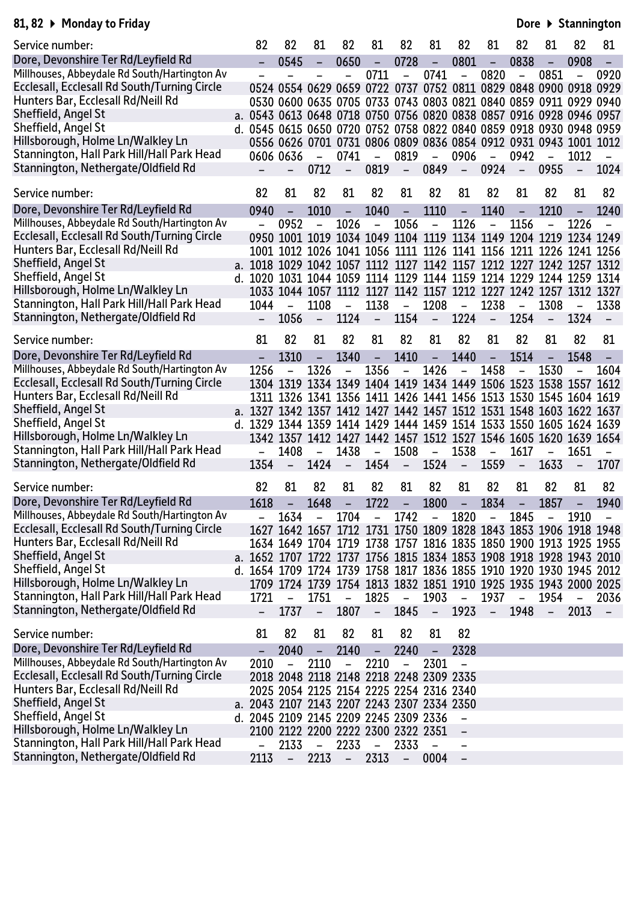## 81, 82 ▸ Monday to Friday

**Dore ▸ Stannington**

| Service number: | | 82 | 82 | 81 | 82 | 81 | 82 | 81 | 82 | 81 | 82 | 81 | 82 | 81 |
|---|---|---|---|---|---|---|---|---|---|---|---|---|---|---|
| Dore, Devonshire Ter Rd/Leyfield Rd | | – | 0545 | – | 0650 | – | 0728 | – | 0801 | – | 0838 | – | 0908 | – |
| Millhouses, Abbeydale Rd South/Hartington Av | | – | – | – | – | 0711 | – | 0741 | – | 0820 | – | 0851 | – | 0920 |
| Ecclesall, Ecclesall Rd South/Turning Circle | | 0524 | 0554 | 0629 | 0659 | 0722 | 0737 | 0752 | 0811 | 0829 | 0848 | 0900 | 0918 | 0929 |
| Hunters Bar, Ecclesall Rd/Neill Rd | | 0530 | 0600 | 0635 | 0705 | 0733 | 0743 | 0803 | 0821 | 0840 | 0859 | 0911 | 0929 | 0940 |
| Sheffield, Angel St | a. | 0543 | 0613 | 0648 | 0718 | 0750 | 0756 | 0820 | 0838 | 0857 | 0916 | 0928 | 0946 | 0957 |
| Sheffield, Angel St | d. | 0545 | 0615 | 0650 | 0720 | 0752 | 0758 | 0822 | 0840 | 0859 | 0918 | 0930 | 0948 | 0959 |
| Hillsborough, Holme Ln/Walkley Ln | | 0556 | 0626 | 0701 | 0731 | 0806 | 0809 | 0836 | 0854 | 0912 | 0931 | 0943 | 1001 | 1012 |
| Stannington, Hall Park Hill/Hall Park Head | | 0606 | 0636 | – | 0741 | – | 0819 | – | 0906 | – | 0942 | – | 1012 | – |
| Stannington, Nethergate/Oldfield Rd | | – | – | 0712 | – | 0819 | – | 0849 | – | 0924 | – | 0955 | – | 1024 |

| Service number: | | 82 | 81 | 82 | 81 | 82 | 81 | 82 | 81 | 82 | 81 | 82 | 81 | 82 |
|---|---|---|---|---|---|---|---|---|---|---|---|---|---|---|
| Dore, Devonshire Ter Rd/Leyfield Rd | | 0940 | – | 1010 | – | 1040 | – | 1110 | – | 1140 | – | 1210 | – | 1240 |
| Millhouses, Abbeydale Rd South/Hartington Av | | – | 0952 | – | 1026 | – | 1056 | – | 1126 | – | 1156 | – | 1226 | – |
| Ecclesall, Ecclesall Rd South/Turning Circle | | 0950 | 1001 | 1019 | 1034 | 1049 | 1104 | 1119 | 1134 | 1149 | 1204 | 1219 | 1234 | 1249 |
| Hunters Bar, Ecclesall Rd/Neill Rd | | 1001 | 1012 | 1026 | 1041 | 1056 | 1111 | 1126 | 1141 | 1156 | 1211 | 1226 | 1241 | 1256 |
| Sheffield, Angel St | a. | 1018 | 1029 | 1042 | 1057 | 1112 | 1127 | 1142 | 1157 | 1212 | 1227 | 1242 | 1257 | 1312 |
| Sheffield, Angel St | d. | 1020 | 1031 | 1044 | 1059 | 1114 | 1129 | 1144 | 1159 | 1214 | 1229 | 1244 | 1259 | 1314 |
| Hillsborough, Holme Ln/Walkley Ln | | 1033 | 1044 | 1057 | 1112 | 1127 | 1142 | 1157 | 1212 | 1227 | 1242 | 1257 | 1312 | 1327 |
| Stannington, Hall Park Hill/Hall Park Head | | 1044 | – | 1108 | – | 1138 | – | 1208 | – | 1238 | – | 1308 | – | 1338 |
| Stannington, Nethergate/Oldfield Rd | | – | 1056 | – | 1124 | – | 1154 | – | 1224 | – | 1254 | – | 1324 | – |

| Service number: | | 81 | 82 | 81 | 82 | 81 | 82 | 81 | 82 | 81 | 82 | 81 | 82 | 81 |
|---|---|---|---|---|---|---|---|---|---|---|---|---|---|---|
| Dore, Devonshire Ter Rd/Leyfield Rd | | – | 1310 | – | 1340 | – | 1410 | – | 1440 | – | 1514 | – | 1548 | – |
| Millhouses, Abbeydale Rd South/Hartington Av | | 1256 | – | 1326 | – | 1356 | – | 1426 | – | 1458 | – | 1530 | – | 1604 |
| Ecclesall, Ecclesall Rd South/Turning Circle | | 1304 | 1319 | 1334 | 1349 | 1404 | 1419 | 1434 | 1449 | 1506 | 1523 | 1538 | 1557 | 1612 |
| Hunters Bar, Ecclesall Rd/Neill Rd | | 1311 | 1326 | 1341 | 1356 | 1411 | 1426 | 1441 | 1456 | 1513 | 1530 | 1545 | 1604 | 1619 |
| Sheffield, Angel St | a. | 1327 | 1342 | 1357 | 1412 | 1427 | 1442 | 1457 | 1512 | 1531 | 1548 | 1603 | 1622 | 1637 |
| Sheffield, Angel St | d. | 1329 | 1344 | 1359 | 1414 | 1429 | 1444 | 1459 | 1514 | 1533 | 1550 | 1605 | 1624 | 1639 |
| Hillsborough, Holme Ln/Walkley Ln | | 1342 | 1357 | 1412 | 1427 | 1442 | 1457 | 1512 | 1527 | 1546 | 1605 | 1620 | 1639 | 1654 |
| Stannington, Hall Park Hill/Hall Park Head | | – | 1408 | – | 1438 | – | 1508 | – | 1538 | – | 1617 | – | 1651 | – |
| Stannington, Nethergate/Oldfield Rd | | 1354 | – | 1424 | – | 1454 | – | 1524 | – | 1559 | – | 1633 | – | 1707 |

| Service number: | | 82 | 81 | 82 | 81 | 82 | 81 | 82 | 81 | 82 | 81 | 82 | 81 | 82 |
|---|---|---|---|---|---|---|---|---|---|---|---|---|---|---|
| Dore, Devonshire Ter Rd/Leyfield Rd | | 1618 | – | 1648 | – | 1722 | – | 1800 | – | 1834 | – | 1857 | – | 1940 |
| Millhouses, Abbeydale Rd South/Hartington Av | | – | 1634 | – | 1704 | – | 1742 | – | 1820 | – | 1845 | – | 1910 | – |
| Ecclesall, Ecclesall Rd South/Turning Circle | | 1627 | 1642 | 1657 | 1712 | 1731 | 1750 | 1809 | 1828 | 1843 | 1853 | 1906 | 1918 | 1948 |
| Hunters Bar, Ecclesall Rd/Neill Rd | | 1634 | 1649 | 1704 | 1719 | 1738 | 1757 | 1816 | 1835 | 1850 | 1900 | 1913 | 1925 | 1955 |
| Sheffield, Angel St | a. | 1652 | 1707 | 1722 | 1737 | 1756 | 1815 | 1834 | 1853 | 1908 | 1918 | 1928 | 1943 | 2010 |
| Sheffield, Angel St | d. | 1654 | 1709 | 1724 | 1739 | 1758 | 1817 | 1836 | 1855 | 1910 | 1920 | 1930 | 1945 | 2012 |
| Hillsborough, Holme Ln/Walkley Ln | | 1709 | 1724 | 1739 | 1754 | 1813 | 1832 | 1851 | 1910 | 1925 | 1935 | 1943 | 2000 | 2025 |
| Stannington, Hall Park Hill/Hall Park Head | | 1721 | – | 1751 | – | 1825 | – | 1903 | – | 1937 | – | 1954 | – | 2036 |
| Stannington, Nethergate/Oldfield Rd | | – | 1737 | – | 1807 | – | 1845 | – | 1923 | – | 1948 | – | 2013 | – |

| Service number: | | 81 | 82 | 81 | 82 | 81 | 82 | 81 | 82 |
|---|---|---|---|---|---|---|---|---|---|
| Dore, Devonshire Ter Rd/Leyfield Rd | | – | 2040 | – | 2140 | – | 2240 | – | 2328 |
| Millhouses, Abbeydale Rd South/Hartington Av | | 2010 | – | 2110 | – | 2210 | – | 2301 | – |
| Ecclesall, Ecclesall Rd South/Turning Circle | | 2018 | 2048 | 2118 | 2148 | 2218 | 2248 | 2309 | 2335 |
| Hunters Bar, Ecclesall Rd/Neill Rd | | 2025 | 2054 | 2125 | 2154 | 2225 | 2254 | 2316 | 2340 |
| Sheffield, Angel St | a. | 2043 | 2107 | 2143 | 2207 | 2243 | 2307 | 2334 | 2350 |
| Sheffield, Angel St | d. | 2045 | 2109 | 2145 | 2209 | 2245 | 2309 | 2336 | – |
| Hillsborough, Holme Ln/Walkley Ln | | 2100 | 2122 | 2200 | 2222 | 2300 | 2322 | 2351 | – |
| Stannington, Hall Park Hill/Hall Park Head | | – | 2133 | – | 2233 | – | 2333 | – | – |
| Stannington, Nethergate/Oldfield Rd | | 2113 | – | 2213 | – | 2313 | – | 0004 | – |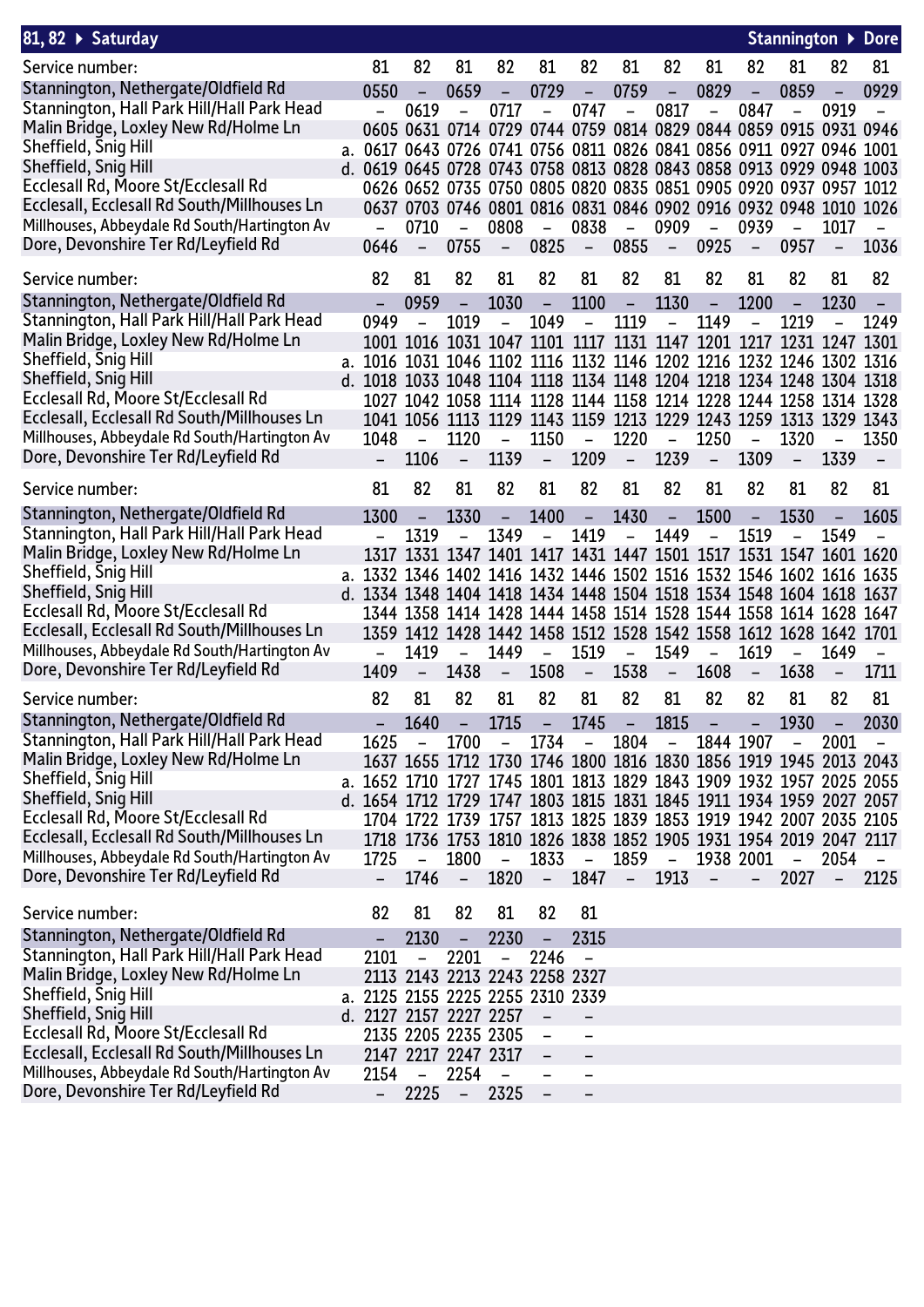## 81, 82 ▶ Saturday — Stannington ▶ Dore

| Service number: | | 81 | 82 | 81 | 82 | 81 | 82 | 81 | 82 | 81 | 82 | 81 | 82 | 81 |
|---|---|---|---|---|---|---|---|---|---|---|---|---|---|---|
| Stannington, Nethergate/Oldfield Rd | | 0550 | – | 0659 | – | 0729 | – | 0759 | – | 0829 | – | 0859 | – | 0929 |
| Stannington, Hall Park Hill/Hall Park Head | | – | 0619 | – | 0717 | – | 0747 | – | 0817 | – | 0847 | – | 0919 | – |
| Malin Bridge, Loxley New Rd/Holme Ln | | 0605 | 0631 | 0714 | 0729 | 0744 | 0759 | 0814 | 0829 | 0844 | 0859 | 0915 | 0931 | 0946 |
| Sheffield, Snig Hill | a. | 0617 | 0643 | 0726 | 0741 | 0756 | 0811 | 0826 | 0841 | 0856 | 0911 | 0927 | 0946 | 1001 |
| Sheffield, Snig Hill | d. | 0619 | 0645 | 0728 | 0743 | 0758 | 0813 | 0828 | 0843 | 0858 | 0913 | 0929 | 0948 | 1003 |
| Ecclesall Rd, Moore St/Ecclesall Rd | | 0626 | 0652 | 0735 | 0750 | 0805 | 0820 | 0835 | 0851 | 0905 | 0920 | 0937 | 0957 | 1012 |
| Ecclesall, Ecclesall Rd South/Millhouses Ln | | 0637 | 0703 | 0746 | 0801 | 0816 | 0831 | 0846 | 0902 | 0916 | 0932 | 0948 | 1010 | 1026 |
| Millhouses, Abbeydale Rd South/Hartington Av | | – | 0710 | – | 0808 | – | 0838 | – | 0909 | – | 0939 | – | 1017 | – |
| Dore, Devonshire Ter Rd/Leyfield Rd | | 0646 | – | 0755 | – | 0825 | – | 0855 | – | 0925 | – | 0957 | – | 1036 |

| Service number: | | 82 | 81 | 82 | 81 | 82 | 81 | 82 | 81 | 82 | 81 | 82 | 81 | 82 |
|---|---|---|---|---|---|---|---|---|---|---|---|---|---|---|
| Stannington, Nethergate/Oldfield Rd | | – | 0959 | – | 1030 | – | 1100 | – | 1130 | – | 1200 | – | 1230 | – |
| Stannington, Hall Park Hill/Hall Park Head | | 0949 | – | 1019 | – | 1049 | – | 1119 | – | 1149 | – | 1219 | – | 1249 |
| Malin Bridge, Loxley New Rd/Holme Ln | | 1001 | 1016 | 1031 | 1047 | 1101 | 1117 | 1131 | 1147 | 1201 | 1217 | 1231 | 1247 | 1301 |
| Sheffield, Snig Hill | a. | 1016 | 1031 | 1046 | 1102 | 1116 | 1132 | 1146 | 1202 | 1216 | 1232 | 1246 | 1302 | 1316 |
| Sheffield, Snig Hill | d. | 1018 | 1033 | 1048 | 1104 | 1118 | 1134 | 1148 | 1204 | 1218 | 1234 | 1248 | 1304 | 1318 |
| Ecclesall Rd, Moore St/Ecclesall Rd | | 1027 | 1042 | 1058 | 1114 | 1128 | 1144 | 1158 | 1214 | 1228 | 1244 | 1258 | 1314 | 1328 |
| Ecclesall, Ecclesall Rd South/Millhouses Ln | | 1041 | 1056 | 1113 | 1129 | 1143 | 1159 | 1213 | 1229 | 1243 | 1259 | 1313 | 1329 | 1343 |
| Millhouses, Abbeydale Rd South/Hartington Av | | 1048 | – | 1120 | – | 1150 | – | 1220 | – | 1250 | – | 1320 | – | 1350 |
| Dore, Devonshire Ter Rd/Leyfield Rd | | – | 1106 | – | 1139 | – | 1209 | – | 1239 | – | 1309 | – | 1339 | – |

| Service number: | | 81 | 82 | 81 | 82 | 81 | 82 | 81 | 82 | 81 | 82 | 81 | 82 | 81 |
|---|---|---|---|---|---|---|---|---|---|---|---|---|---|---|
| Stannington, Nethergate/Oldfield Rd | | 1300 | – | 1330 | – | 1400 | – | 1430 | – | 1500 | – | 1530 | – | 1605 |
| Stannington, Hall Park Hill/Hall Park Head | | – | 1319 | – | 1349 | – | 1419 | – | 1449 | – | 1519 | – | 1549 | – |
| Malin Bridge, Loxley New Rd/Holme Ln | | 1317 | 1331 | 1347 | 1401 | 1417 | 1431 | 1447 | 1501 | 1517 | 1531 | 1547 | 1601 | 1620 |
| Sheffield, Snig Hill | a. | 1332 | 1346 | 1402 | 1416 | 1432 | 1446 | 1502 | 1516 | 1532 | 1546 | 1602 | 1616 | 1635 |
| Sheffield, Snig Hill | d. | 1334 | 1348 | 1404 | 1418 | 1434 | 1448 | 1504 | 1518 | 1534 | 1548 | 1604 | 1618 | 1637 |
| Ecclesall Rd, Moore St/Ecclesall Rd | | 1344 | 1358 | 1414 | 1428 | 1444 | 1458 | 1514 | 1528 | 1544 | 1558 | 1614 | 1628 | 1647 |
| Ecclesall, Ecclesall Rd South/Millhouses Ln | | 1359 | 1412 | 1428 | 1442 | 1458 | 1512 | 1528 | 1542 | 1558 | 1612 | 1628 | 1642 | 1701 |
| Millhouses, Abbeydale Rd South/Hartington Av | | – | 1419 | – | 1449 | – | 1519 | – | 1549 | – | 1619 | – | 1649 | – |
| Dore, Devonshire Ter Rd/Leyfield Rd | | 1409 | – | 1438 | – | 1508 | – | 1538 | – | 1608 | – | 1638 | – | 1711 |

| Service number: | | 82 | 81 | 82 | 81 | 82 | 81 | 82 | 81 | 82 | 82 | 81 | 82 | 81 |
|---|---|---|---|---|---|---|---|---|---|---|---|---|---|---|
| Stannington, Nethergate/Oldfield Rd | | – | 1640 | – | 1715 | – | 1745 | – | 1815 | – | – | 1930 | – | 2030 |
| Stannington, Hall Park Hill/Hall Park Head | | 1625 | – | 1700 | – | 1734 | – | 1804 | – | 1844 | 1907 | – | 2001 | – |
| Malin Bridge, Loxley New Rd/Holme Ln | | 1637 | 1655 | 1712 | 1730 | 1746 | 1800 | 1816 | 1830 | 1856 | 1919 | 1945 | 2013 | 2043 |
| Sheffield, Snig Hill | a. | 1652 | 1710 | 1727 | 1745 | 1801 | 1813 | 1829 | 1843 | 1909 | 1932 | 1957 | 2025 | 2055 |
| Sheffield, Snig Hill | d. | 1654 | 1712 | 1729 | 1747 | 1803 | 1815 | 1831 | 1845 | 1911 | 1934 | 1959 | 2027 | 2057 |
| Ecclesall Rd, Moore St/Ecclesall Rd | | 1704 | 1722 | 1739 | 1757 | 1813 | 1825 | 1839 | 1853 | 1919 | 1942 | 2007 | 2035 | 2105 |
| Ecclesall, Ecclesall Rd South/Millhouses Ln | | 1718 | 1736 | 1753 | 1810 | 1826 | 1838 | 1852 | 1905 | 1931 | 1954 | 2019 | 2047 | 2117 |
| Millhouses, Abbeydale Rd South/Hartington Av | | 1725 | – | 1800 | – | 1833 | – | 1859 | – | 1938 | 2001 | – | 2054 | – |
| Dore, Devonshire Ter Rd/Leyfield Rd | | – | 1746 | – | 1820 | – | 1847 | – | 1913 | – | – | 2027 | – | 2125 |

| Service number: | | 82 | 81 | 82 | 81 | 82 | 81 |
|---|---|---|---|---|---|---|---|
| Stannington, Nethergate/Oldfield Rd | | – | 2130 | – | 2230 | – | 2315 |
| Stannington, Hall Park Hill/Hall Park Head | | 2101 | – | 2201 | – | 2246 | – |
| Malin Bridge, Loxley New Rd/Holme Ln | | 2113 | 2143 | 2213 | 2243 | 2258 | 2327 |
| Sheffield, Snig Hill | a. | 2125 | 2155 | 2225 | 2255 | 2310 | 2339 |
| Sheffield, Snig Hill | d. | 2127 | 2157 | 2227 | 2257 | – | – |
| Ecclesall Rd, Moore St/Ecclesall Rd | | 2135 | 2205 | 2235 | 2305 | – | – |
| Ecclesall, Ecclesall Rd South/Millhouses Ln | | 2147 | 2217 | 2247 | 2317 | – | – |
| Millhouses, Abbeydale Rd South/Hartington Av | | 2154 | – | 2254 | – | – | – |
| Dore, Devonshire Ter Rd/Leyfield Rd | | – | 2225 | – | 2325 | – | – |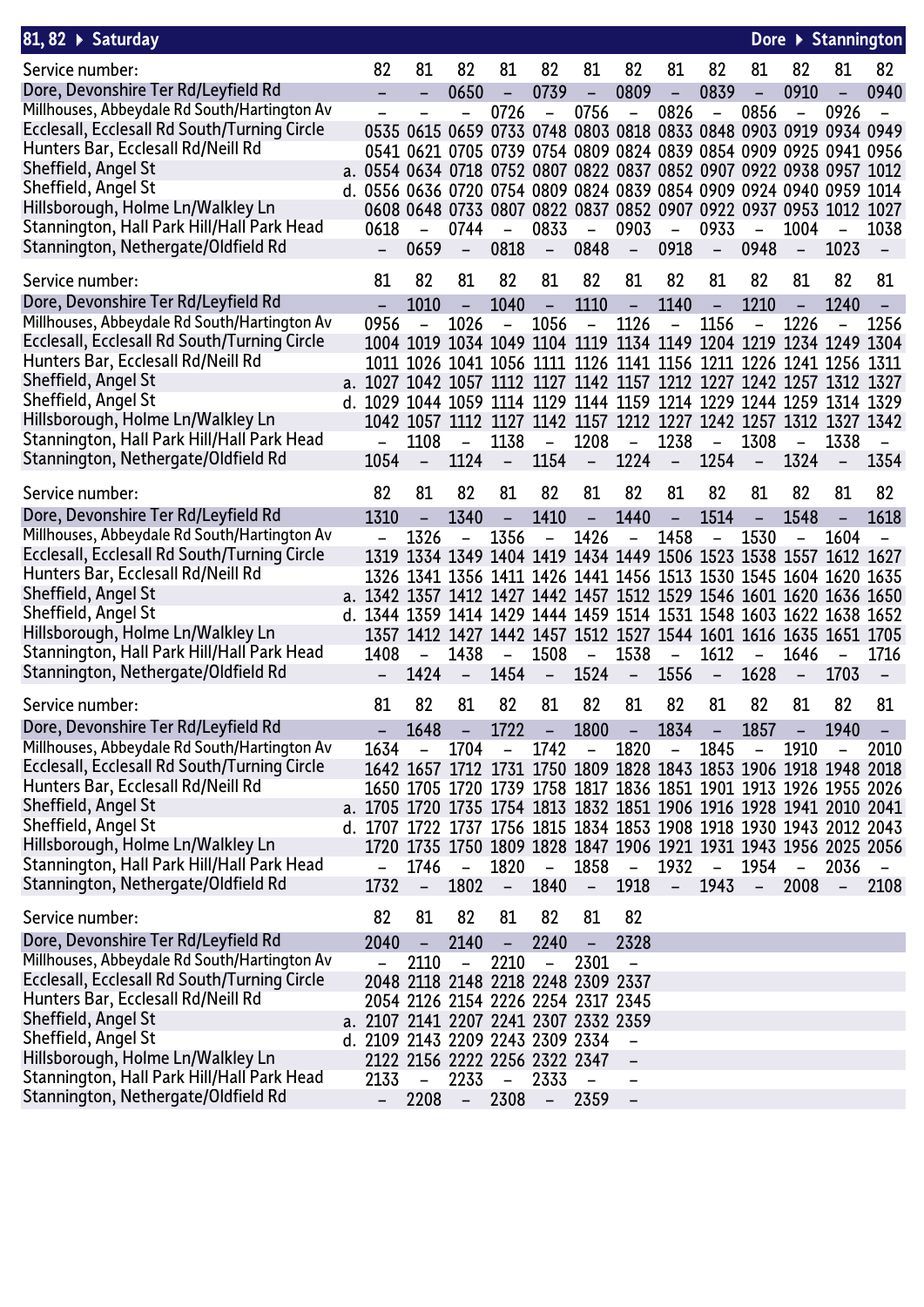## 81, 82 ▶ Saturday — Dore ▶ Stannington

| Service number: | | 82 | 81 | 82 | 81 | 82 | 81 | 82 | 81 | 82 | 81 | 82 | 81 | 82 |
|---|---|---|---|---|---|---|---|---|---|---|---|---|---|---|
| Dore, Devonshire Ter Rd/Leyfield Rd | | – | – | 0650 | – | 0739 | – | 0809 | – | 0839 | – | 0910 | – | 0940 |
| Millhouses, Abbeydale Rd South/Hartington Av | | – | – | – | 0726 | – | 0756 | – | 0826 | – | 0856 | – | 0926 | – |
| Ecclesall, Ecclesall Rd South/Turning Circle | | 0535 | 0615 | 0659 | 0733 | 0748 | 0803 | 0818 | 0833 | 0848 | 0903 | 0919 | 0934 | 0949 |
| Hunters Bar, Ecclesall Rd/Neill Rd | | 0541 | 0621 | 0705 | 0739 | 0754 | 0809 | 0824 | 0839 | 0854 | 0909 | 0925 | 0941 | 0956 |
| Sheffield, Angel St | a. | 0554 | 0634 | 0718 | 0752 | 0807 | 0822 | 0837 | 0852 | 0907 | 0922 | 0938 | 0957 | 1012 |
| Sheffield, Angel St | d. | 0556 | 0636 | 0720 | 0754 | 0809 | 0824 | 0839 | 0854 | 0909 | 0924 | 0940 | 0959 | 1014 |
| Hillsborough, Holme Ln/Walkley Ln | | 0608 | 0648 | 0733 | 0807 | 0822 | 0837 | 0852 | 0907 | 0922 | 0937 | 0953 | 1012 | 1027 |
| Stannington, Hall Park Hill/Hall Park Head | | 0618 | – | 0744 | – | 0833 | – | 0903 | – | 0933 | – | 1004 | – | 1038 |
| Stannington, Nethergate/Oldfield Rd | | – | 0659 | – | 0818 | – | 0848 | – | 0918 | – | 0948 | – | 1023 | – |

| Service number: | | 81 | 82 | 81 | 82 | 81 | 82 | 81 | 82 | 81 | 82 | 81 | 82 | 81 |
|---|---|---|---|---|---|---|---|---|---|---|---|---|---|---|
| Dore, Devonshire Ter Rd/Leyfield Rd | | – | 1010 | – | 1040 | – | 1110 | – | 1140 | – | 1210 | – | 1240 | – |
| Millhouses, Abbeydale Rd South/Hartington Av | | 0956 | – | 1026 | – | 1056 | – | 1126 | – | 1156 | – | 1226 | – | 1256 |
| Ecclesall, Ecclesall Rd South/Turning Circle | | 1004 | 1019 | 1034 | 1049 | 1104 | 1119 | 1134 | 1149 | 1204 | 1219 | 1234 | 1249 | 1304 |
| Hunters Bar, Ecclesall Rd/Neill Rd | | 1011 | 1026 | 1041 | 1056 | 1111 | 1126 | 1141 | 1156 | 1211 | 1226 | 1241 | 1256 | 1311 |
| Sheffield, Angel St | a. | 1027 | 1042 | 1057 | 1112 | 1127 | 1142 | 1157 | 1212 | 1227 | 1242 | 1257 | 1312 | 1327 |
| Sheffield, Angel St | d. | 1029 | 1044 | 1059 | 1114 | 1129 | 1144 | 1159 | 1214 | 1229 | 1244 | 1259 | 1314 | 1329 |
| Hillsborough, Holme Ln/Walkley Ln | | 1042 | 1057 | 1112 | 1127 | 1142 | 1157 | 1212 | 1227 | 1242 | 1257 | 1312 | 1327 | 1342 |
| Stannington, Hall Park Hill/Hall Park Head | | – | 1108 | – | 1138 | – | 1208 | – | 1238 | – | 1308 | – | 1338 | – |
| Stannington, Nethergate/Oldfield Rd | | 1054 | – | 1124 | – | 1154 | – | 1224 | – | 1254 | – | 1324 | – | 1354 |

| Service number: | | 82 | 81 | 82 | 81 | 82 | 81 | 82 | 81 | 82 | 81 | 82 | 81 | 82 |
|---|---|---|---|---|---|---|---|---|---|---|---|---|---|---|
| Dore, Devonshire Ter Rd/Leyfield Rd | | 1310 | – | 1340 | – | 1410 | – | 1440 | – | 1514 | – | 1548 | – | 1618 |
| Millhouses, Abbeydale Rd South/Hartington Av | | – | 1326 | – | 1356 | – | 1426 | – | 1458 | – | 1530 | – | 1604 | – |
| Ecclesall, Ecclesall Rd South/Turning Circle | | 1319 | 1334 | 1349 | 1404 | 1419 | 1434 | 1449 | 1506 | 1523 | 1538 | 1557 | 1612 | 1627 |
| Hunters Bar, Ecclesall Rd/Neill Rd | | 1326 | 1341 | 1356 | 1411 | 1426 | 1441 | 1456 | 1513 | 1530 | 1545 | 1604 | 1620 | 1635 |
| Sheffield, Angel St | a. | 1342 | 1357 | 1412 | 1427 | 1442 | 1457 | 1512 | 1529 | 1546 | 1601 | 1620 | 1636 | 1650 |
| Sheffield, Angel St | d. | 1344 | 1359 | 1414 | 1429 | 1444 | 1459 | 1514 | 1531 | 1548 | 1603 | 1622 | 1638 | 1652 |
| Hillsborough, Holme Ln/Walkley Ln | | 1357 | 1412 | 1427 | 1442 | 1457 | 1512 | 1527 | 1544 | 1601 | 1616 | 1635 | 1651 | 1705 |
| Stannington, Hall Park Hill/Hall Park Head | | 1408 | – | 1438 | – | 1508 | – | 1538 | – | 1612 | – | 1646 | – | 1716 |
| Stannington, Nethergate/Oldfield Rd | | – | 1424 | – | 1454 | – | 1524 | – | 1556 | – | 1628 | – | 1703 | – |

| Service number: | | 81 | 82 | 81 | 82 | 81 | 82 | 81 | 82 | 81 | 82 | 81 | 82 | 81 |
|---|---|---|---|---|---|---|---|---|---|---|---|---|---|---|
| Dore, Devonshire Ter Rd/Leyfield Rd | | – | 1648 | – | 1722 | – | 1800 | – | 1834 | – | 1857 | – | 1940 | – |
| Millhouses, Abbeydale Rd South/Hartington Av | | 1634 | – | 1704 | – | 1742 | – | 1820 | – | 1845 | – | 1910 | – | 2010 |
| Ecclesall, Ecclesall Rd South/Turning Circle | | 1642 | 1657 | 1712 | 1731 | 1750 | 1809 | 1828 | 1843 | 1853 | 1906 | 1918 | 1948 | 2018 |
| Hunters Bar, Ecclesall Rd/Neill Rd | | 1650 | 1705 | 1720 | 1739 | 1758 | 1817 | 1836 | 1851 | 1901 | 1913 | 1926 | 1955 | 2026 |
| Sheffield, Angel St | a. | 1705 | 1720 | 1735 | 1754 | 1813 | 1832 | 1851 | 1906 | 1916 | 1928 | 1941 | 2010 | 2041 |
| Sheffield, Angel St | d. | 1707 | 1722 | 1737 | 1756 | 1815 | 1834 | 1853 | 1908 | 1918 | 1930 | 1943 | 2012 | 2043 |
| Hillsborough, Holme Ln/Walkley Ln | | 1720 | 1735 | 1750 | 1809 | 1828 | 1847 | 1906 | 1921 | 1931 | 1943 | 1956 | 2025 | 2056 |
| Stannington, Hall Park Hill/Hall Park Head | | – | 1746 | – | 1820 | – | 1858 | – | 1932 | – | 1954 | – | 2036 | – |
| Stannington, Nethergate/Oldfield Rd | | 1732 | – | 1802 | – | 1840 | – | 1918 | – | 1943 | – | 2008 | – | 2108 |

| Service number: | | 82 | 81 | 82 | 81 | 82 | 81 | 82 |
|---|---|---|---|---|---|---|---|---|
| Dore, Devonshire Ter Rd/Leyfield Rd | | 2040 | – | 2140 | – | 2240 | – | 2328 |
| Millhouses, Abbeydale Rd South/Hartington Av | | – | 2110 | – | 2210 | – | 2301 | – |
| Ecclesall, Ecclesall Rd South/Turning Circle | | 2048 | 2118 | 2148 | 2218 | 2248 | 2309 | 2337 |
| Hunters Bar, Ecclesall Rd/Neill Rd | | 2054 | 2126 | 2154 | 2226 | 2254 | 2317 | 2345 |
| Sheffield, Angel St | a. | 2107 | 2141 | 2207 | 2241 | 2307 | 2332 | 2359 |
| Sheffield, Angel St | d. | 2109 | 2143 | 2209 | 2243 | 2309 | 2334 | – |
| Hillsborough, Holme Ln/Walkley Ln | | 2122 | 2156 | 2222 | 2256 | 2322 | 2347 | – |
| Stannington, Hall Park Hill/Hall Park Head | | 2133 | – | 2233 | – | 2333 | – | – |
| Stannington, Nethergate/Oldfield Rd | | – | 2208 | – | 2308 | – | 2359 | – |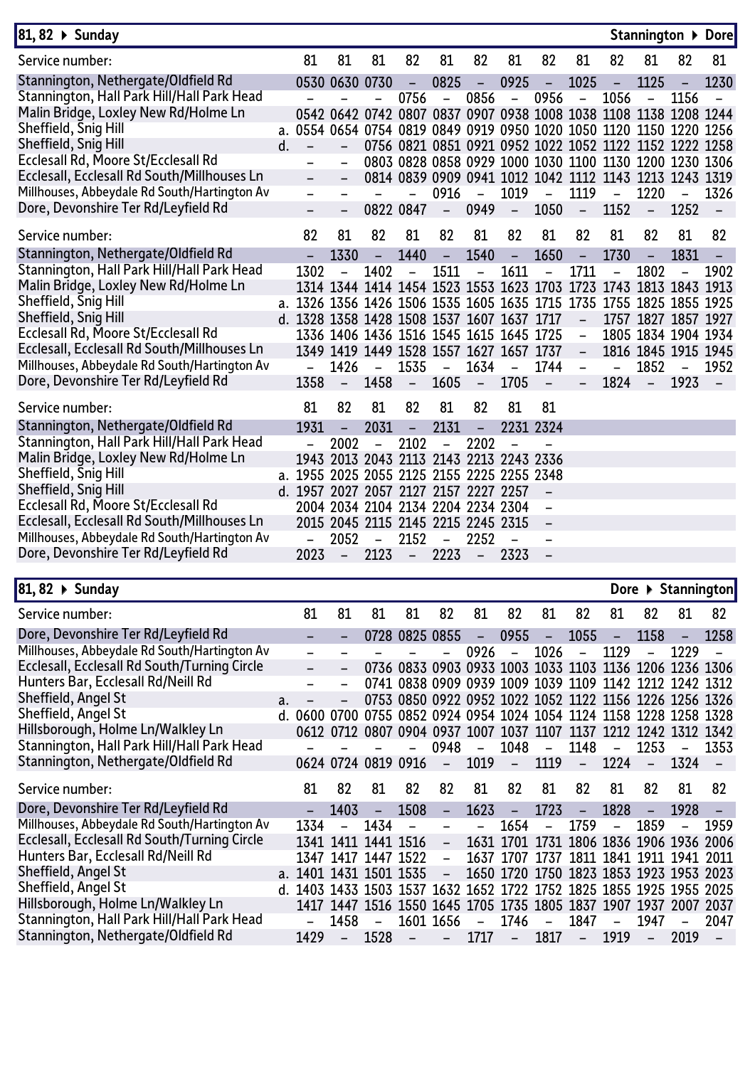## 81, 82 ▸ Sunday — Stannington ▸ Dore

| Service number: | | 81 | 81 | 81 | 82 | 81 | 82 | 81 | 82 | 81 | 82 | 81 | 82 | 81 |
|---|---|---|---|---|---|---|---|---|---|---|---|---|---|---|
| Stannington, Nethergate/Oldfield Rd | | 0530 | 0630 | 0730 | – | 0825 | – | 0925 | – | 1025 | – | 1125 | – | 1230 |
| Stannington, Hall Park Hill/Hall Park Head | | – | – | – | 0756 | – | 0856 | – | 0956 | – | 1056 | – | 1156 | – |
| Malin Bridge, Loxley New Rd/Holme Ln | | 0542 | 0642 | 0742 | 0807 | 0837 | 0907 | 0938 | 1008 | 1038 | 1108 | 1138 | 1208 | 1244 |
| Sheffield, Snig Hill | a. | 0554 | 0654 | 0754 | 0819 | 0849 | 0919 | 0950 | 1020 | 1050 | 1120 | 1150 | 1220 | 1256 |
| Sheffield, Snig Hill | d. | – | – | 0756 | 0821 | 0851 | 0921 | 0952 | 1022 | 1052 | 1122 | 1152 | 1222 | 1258 |
| Ecclesall Rd, Moore St/Ecclesall Rd | | – | – | 0803 | 0828 | 0858 | 0929 | 1000 | 1030 | 1100 | 1130 | 1200 | 1230 | 1306 |
| Ecclesall, Ecclesall Rd South/Millhouses Ln | | – | – | 0814 | 0839 | 0909 | 0941 | 1012 | 1042 | 1112 | 1143 | 1213 | 1243 | 1319 |
| Millhouses, Abbeydale Rd South/Hartington Av | | – | – | – | – | 0916 | – | 1019 | – | 1119 | – | 1220 | – | 1326 |
| Dore, Devonshire Ter Rd/Leyfield Rd | | – | – | 0822 | 0847 | – | 0949 | – | 1050 | – | 1152 | – | 1252 | – |

| Service number: | | 82 | 81 | 82 | 81 | 82 | 81 | 82 | 81 | 82 | 81 | 82 | 81 | 82 |
|---|---|---|---|---|---|---|---|---|---|---|---|---|---|---|
| Stannington, Nethergate/Oldfield Rd | | – | 1330 | – | 1440 | – | 1540 | – | 1650 | – | 1730 | – | 1831 | – |
| Stannington, Hall Park Hill/Hall Park Head | | 1302 | – | 1402 | – | 1511 | – | 1611 | – | 1711 | – | 1802 | – | 1902 |
| Malin Bridge, Loxley New Rd/Holme Ln | | 1314 | 1344 | 1414 | 1454 | 1523 | 1553 | 1623 | 1703 | 1723 | 1743 | 1813 | 1843 | 1913 |
| Sheffield, Snig Hill | a. | 1326 | 1356 | 1426 | 1506 | 1535 | 1605 | 1635 | 1715 | 1735 | 1755 | 1825 | 1855 | 1925 |
| Sheffield, Snig Hill | d. | 1328 | 1358 | 1428 | 1508 | 1537 | 1607 | 1637 | 1717 | – | 1757 | 1827 | 1857 | 1927 |
| Ecclesall Rd, Moore St/Ecclesall Rd | | 1336 | 1406 | 1436 | 1516 | 1545 | 1615 | 1645 | 1725 | – | 1805 | 1834 | 1904 | 1934 |
| Ecclesall, Ecclesall Rd South/Millhouses Ln | | 1349 | 1419 | 1449 | 1528 | 1557 | 1627 | 1657 | 1737 | – | 1816 | 1845 | 1915 | 1945 |
| Millhouses, Abbeydale Rd South/Hartington Av | | – | 1426 | – | 1535 | – | 1634 | – | 1744 | – | – | 1852 | – | 1952 |
| Dore, Devonshire Ter Rd/Leyfield Rd | | 1358 | – | 1458 | – | 1605 | – | 1705 | – | – | 1824 | – | 1923 | – |

| Service number: | | 81 | 82 | 81 | 82 | 81 | 82 | 81 | 81 |
|---|---|---|---|---|---|---|---|---|---|
| Stannington, Nethergate/Oldfield Rd | | 1931 | – | 2031 | – | 2131 | – | 2231 | 2324 |
| Stannington, Hall Park Hill/Hall Park Head | | – | 2002 | – | 2102 | – | 2202 | – | – |
| Malin Bridge, Loxley New Rd/Holme Ln | | 1943 | 2013 | 2043 | 2113 | 2143 | 2213 | 2243 | 2336 |
| Sheffield, Snig Hill | a. | 1955 | 2025 | 2055 | 2125 | 2155 | 2225 | 2255 | 2348 |
| Sheffield, Snig Hill | d. | 1957 | 2027 | 2057 | 2127 | 2157 | 2227 | 2257 | – |
| Ecclesall Rd, Moore St/Ecclesall Rd | | 2004 | 2034 | 2104 | 2134 | 2204 | 2234 | 2304 | – |
| Ecclesall, Ecclesall Rd South/Millhouses Ln | | 2015 | 2045 | 2115 | 2145 | 2215 | 2245 | 2315 | – |
| Millhouses, Abbeydale Rd South/Hartington Av | | – | 2052 | – | 2152 | – | 2252 | – | – |
| Dore, Devonshire Ter Rd/Leyfield Rd | | 2023 | – | 2123 | – | 2223 | – | 2323 | – |

## 81, 82 ▸ Sunday — Dore ▸ Stannington

| Service number: | | 81 | 81 | 81 | 81 | 82 | 81 | 82 | 81 | 82 | 81 | 82 | 81 | 82 |
|---|---|---|---|---|---|---|---|---|---|---|---|---|---|---|
| Dore, Devonshire Ter Rd/Leyfield Rd | | – | – | 0728 | 0825 | 0855 | – | 0955 | – | 1055 | – | 1158 | – | 1258 |
| Millhouses, Abbeydale Rd South/Hartington Av | | – | – | – | – | – | 0926 | – | 1026 | – | 1129 | – | 1229 | – |
| Ecclesall, Ecclesall Rd South/Turning Circle | | – | – | 0736 | 0833 | 0903 | 0933 | 1003 | 1033 | 1103 | 1136 | 1206 | 1236 | 1306 |
| Hunters Bar, Ecclesall Rd/Neill Rd | | – | – | 0741 | 0838 | 0909 | 0939 | 1009 | 1039 | 1109 | 1142 | 1212 | 1242 | 1312 |
| Sheffield, Angel St | a. | – | – | 0753 | 0850 | 0922 | 0952 | 1022 | 1052 | 1122 | 1156 | 1226 | 1256 | 1326 |
| Sheffield, Angel St | d. | 0600 | 0700 | 0755 | 0852 | 0924 | 0954 | 1024 | 1054 | 1124 | 1158 | 1228 | 1258 | 1328 |
| Hillsborough, Holme Ln/Walkley Ln | | 0612 | 0712 | 0807 | 0904 | 0937 | 1007 | 1037 | 1107 | 1137 | 1212 | 1242 | 1312 | 1342 |
| Stannington, Hall Park Hill/Hall Park Head | | – | – | – | – | 0948 | – | 1048 | – | 1148 | – | 1253 | – | 1353 |
| Stannington, Nethergate/Oldfield Rd | | 0624 | 0724 | 0819 | 0916 | – | 1019 | – | 1119 | – | 1224 | – | 1324 | – |

| Service number: | | 81 | 82 | 81 | 82 | 82 | 81 | 82 | 81 | 82 | 81 | 82 | 81 | 82 |
|---|---|---|---|---|---|---|---|---|---|---|---|---|---|---|
| Dore, Devonshire Ter Rd/Leyfield Rd | | – | 1403 | – | 1508 | – | 1623 | – | 1723 | – | 1828 | – | 1928 | – |
| Millhouses, Abbeydale Rd South/Hartington Av | | 1334 | – | 1434 | – | – | – | 1654 | – | 1759 | – | 1859 | – | 1959 |
| Ecclesall, Ecclesall Rd South/Turning Circle | | 1341 | 1411 | 1441 | 1516 | – | 1631 | 1701 | 1731 | 1806 | 1836 | 1906 | 1936 | 2006 |
| Hunters Bar, Ecclesall Rd/Neill Rd | | 1347 | 1417 | 1447 | 1522 | – | 1637 | 1707 | 1737 | 1811 | 1841 | 1911 | 1941 | 2011 |
| Sheffield, Angel St | a. | 1401 | 1431 | 1501 | 1535 | – | 1650 | 1720 | 1750 | 1823 | 1853 | 1923 | 1953 | 2023 |
| Sheffield, Angel St | d. | 1403 | 1433 | 1503 | 1537 | 1632 | 1652 | 1722 | 1752 | 1825 | 1855 | 1925 | 1955 | 2025 |
| Hillsborough, Holme Ln/Walkley Ln | | 1417 | 1447 | 1516 | 1550 | 1645 | 1705 | 1735 | 1805 | 1837 | 1907 | 1937 | 2007 | 2037 |
| Stannington, Hall Park Hill/Hall Park Head | | – | 1458 | – | 1601 | 1656 | – | 1746 | – | 1847 | – | 1947 | – | 2047 |
| Stannington, Nethergate/Oldfield Rd | | 1429 | – | 1528 | – | – | 1717 | – | 1817 | – | 1919 | – | 2019 | – |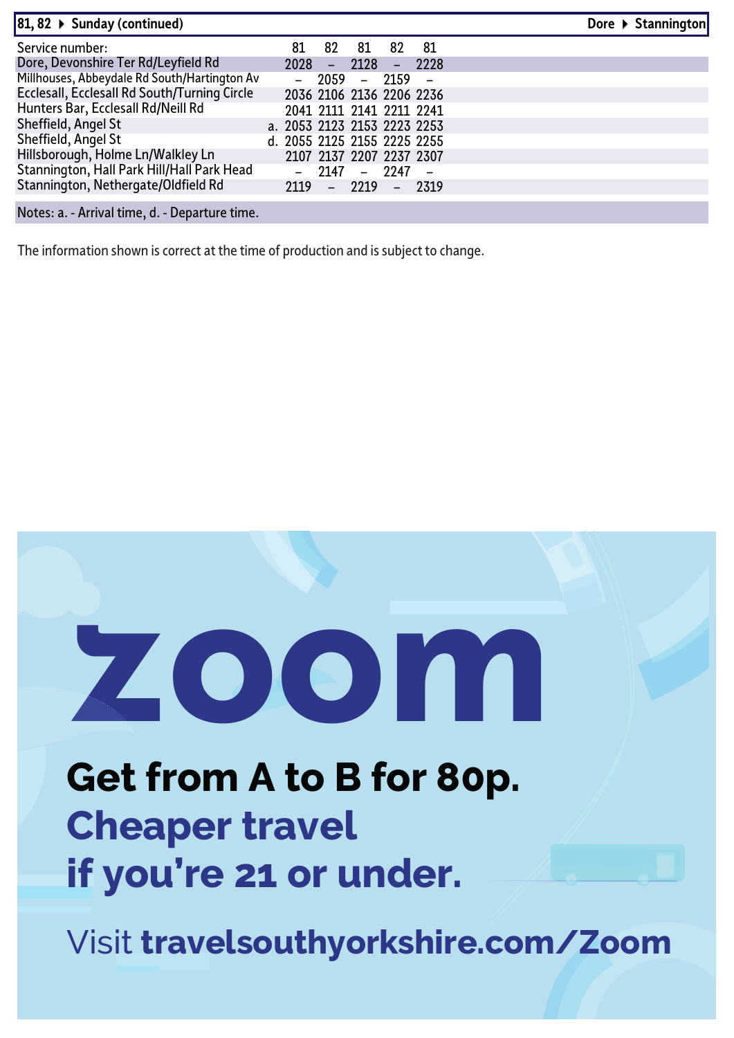**81, 82 ▸ Sunday (continued)** **Dore ▸ Stannington**

| Service number: | | 81 | 82 | 81 | 82 | 81 |
|---|---|---|---|---|---|---|
| Dore, Devonshire Ter Rd/Leyfield Rd | | 2028 | – | 2128 | – | 2228 |
| Millhouses, Abbeydale Rd South/Hartington Av | | – | 2059 | – | 2159 | – |
| Ecclesall, Ecclesall Rd South/Turning Circle | | 2036 | 2106 | 2136 | 2206 | 2236 |
| Hunters Bar, Ecclesall Rd/Neill Rd | | 2041 | 2111 | 2141 | 2211 | 2241 |
| Sheffield, Angel St | a. | 2053 | 2123 | 2153 | 2223 | 2253 |
| Sheffield, Angel St | d. | 2055 | 2125 | 2155 | 2225 | 2255 |
| Hillsborough, Holme Ln/Walkley Ln | | 2107 | 2137 | 2207 | 2237 | 2307 |
| Stannington, Hall Park Hill/Hall Park Head | | – | 2147 | – | 2247 | – |
| Stannington, Nethergate/Oldfield Rd | | 2119 | – | 2219 | – | 2319 |

Notes: a. - Arrival time, d. - Departure time.

The information shown is correct at the time of production and is subject to change.

zoom

**Get from A to B for 80p.**

**Cheaper travel if you're 21 or under.**

Visit **travelsouthyorkshire.com/Zoom**